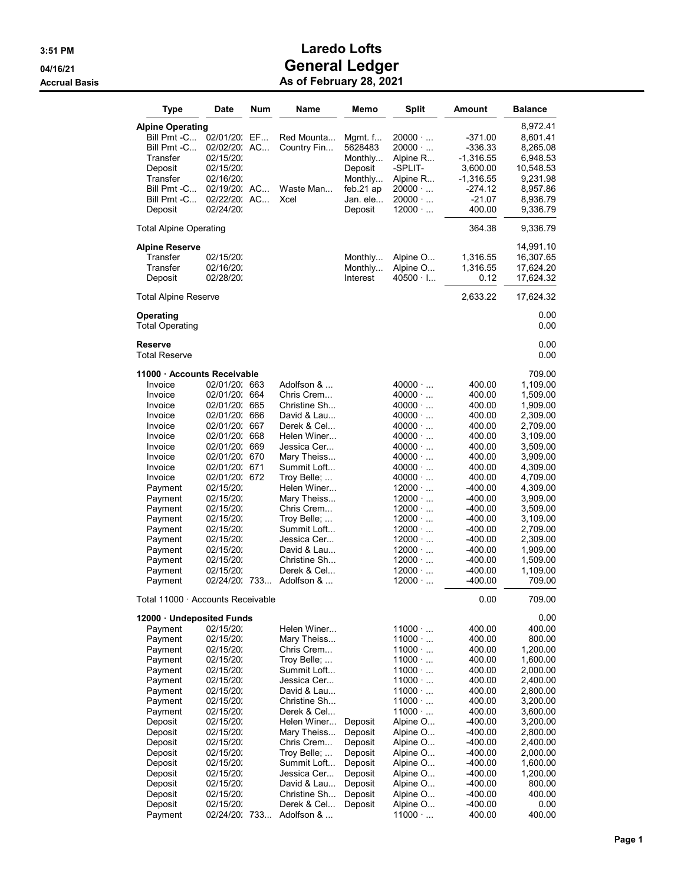# Laredo Lofts

## General Ledger

### As of February 28, 2021

3:51 PM
04/16/21
Accrual Basis

| Type | Date | Num | Name | Memo | Split | Amount | Balance |
|---|---|---|---|---|---|---|---|
| **Alpine Operating** | | | | | | | 8,972.41 |
| Bill Pmt -C... | 02/01/20: | EF... | Red Mounta... | Mgmt. f... | 20000 · ... | -371.00 | 8,601.41 |
| Bill Pmt -C... | 02/02/20: | AC... | Country Fin... | 5628483 | 20000 · ... | -336.33 | 8,265.08 |
| Transfer | 02/15/20: | | | Monthly... | Alpine R... | -1,316.55 | 6,948.53 |
| Deposit | 02/15/20: | | | Deposit | -SPLIT- | 3,600.00 | 10,548.53 |
| Transfer | 02/16/20: | | | Monthly... | Alpine R... | -1,316.55 | 9,231.98 |
| Bill Pmt -C... | 02/19/20: | AC... | Waste Man... | feb.21 ap | 20000 · ... | -274.12 | 8,957.86 |
| Bill Pmt -C... | 02/22/20: | AC... | Xcel | Jan. ele... | 20000 · ... | -21.07 | 8,936.79 |
| Deposit | 02/24/20: | | | Deposit | 12000 · ... | 400.00 | 9,336.79 |
| Total Alpine Operating | | | | | | 364.38 | 9,336.79 |
| **Alpine Reserve** | | | | | | | 14,991.10 |
| Transfer | 02/15/20: | | | Monthly... | Alpine O... | 1,316.55 | 16,307.65 |
| Transfer | 02/16/20: | | | Monthly... | Alpine O... | 1,316.55 | 17,624.20 |
| Deposit | 02/28/20: | | | Interest | 40500 · I... | 0.12 | 17,624.32 |
| Total Alpine Reserve | | | | | | 2,633.22 | 17,624.32 |
| **Operating** | | | | | | | 0.00 |
| Total Operating | | | | | | | 0.00 |
| **Reserve** | | | | | | | 0.00 |
| Total Reserve | | | | | | | 0.00 |
| **11000 · Accounts Receivable** | | | | | | | 709.00 |
| Invoice | 02/01/20: | 663 | Adolfson & ... | | 40000 · ... | 400.00 | 1,109.00 |
| Invoice | 02/01/20: | 664 | Chris Crem... | | 40000 · ... | 400.00 | 1,509.00 |
| Invoice | 02/01/20: | 665 | Christine Sh... | | 40000 · ... | 400.00 | 1,909.00 |
| Invoice | 02/01/20: | 666 | David & Lau... | | 40000 · ... | 400.00 | 2,309.00 |
| Invoice | 02/01/20: | 667 | Derek & Cel... | | 40000 · ... | 400.00 | 2,709.00 |
| Invoice | 02/01/20: | 668 | Helen Winer... | | 40000 · ... | 400.00 | 3,109.00 |
| Invoice | 02/01/20: | 669 | Jessica Cer... | | 40000 · ... | 400.00 | 3,509.00 |
| Invoice | 02/01/20: | 670 | Mary Theiss... | | 40000 · ... | 400.00 | 3,909.00 |
| Invoice | 02/01/20: | 671 | Summit Loft... | | 40000 · ... | 400.00 | 4,309.00 |
| Invoice | 02/01/20: | 672 | Troy Belle; ... | | 40000 · ... | 400.00 | 4,709.00 |
| Payment | 02/15/20: | | Helen Winer... | | 12000 · ... | -400.00 | 4,309.00 |
| Payment | 02/15/20: | | Mary Theiss... | | 12000 · ... | -400.00 | 3,909.00 |
| Payment | 02/15/20: | | Chris Crem... | | 12000 · ... | -400.00 | 3,509.00 |
| Payment | 02/15/20: | | Troy Belle; ... | | 12000 · ... | -400.00 | 3,109.00 |
| Payment | 02/15/20: | | Summit Loft... | | 12000 · ... | -400.00 | 2,709.00 |
| Payment | 02/15/20: | | Jessica Cer... | | 12000 · ... | -400.00 | 2,309.00 |
| Payment | 02/15/20: | | David & Lau... | | 12000 · ... | -400.00 | 1,909.00 |
| Payment | 02/15/20: | | Christine Sh... | | 12000 · ... | -400.00 | 1,509.00 |
| Payment | 02/15/20: | | Derek & Cel... | | 12000 · ... | -400.00 | 1,109.00 |
| Payment | 02/24/20: | 733... | Adolfson & ... | | 12000 · ... | -400.00 | 709.00 |
| Total 11000 · Accounts Receivable | | | | | | 0.00 | 709.00 |
| **12000 · Undeposited Funds** | | | | | | | 0.00 |
| Payment | 02/15/20: | | Helen Winer... | | 11000 · ... | 400.00 | 400.00 |
| Payment | 02/15/20: | | Mary Theiss... | | 11000 · ... | 400.00 | 800.00 |
| Payment | 02/15/20: | | Chris Crem... | | 11000 · ... | 400.00 | 1,200.00 |
| Payment | 02/15/20: | | Troy Belle; ... | | 11000 · ... | 400.00 | 1,600.00 |
| Payment | 02/15/20: | | Summit Loft... | | 11000 · ... | 400.00 | 2,000.00 |
| Payment | 02/15/20: | | Jessica Cer... | | 11000 · ... | 400.00 | 2,400.00 |
| Payment | 02/15/20: | | David & Lau... | | 11000 · ... | 400.00 | 2,800.00 |
| Payment | 02/15/20: | | Christine Sh... | | 11000 · ... | 400.00 | 3,200.00 |
| Payment | 02/15/20: | | Derek & Cel... | | 11000 · ... | 400.00 | 3,600.00 |
| Deposit | 02/15/20: | | Helen Winer... | Deposit | Alpine O... | -400.00 | 3,200.00 |
| Deposit | 02/15/20: | | Mary Theiss... | Deposit | Alpine O... | -400.00 | 2,800.00 |
| Deposit | 02/15/20: | | Chris Crem... | Deposit | Alpine O... | -400.00 | 2,400.00 |
| Deposit | 02/15/20: | | Troy Belle; ... | Deposit | Alpine O... | -400.00 | 2,000.00 |
| Deposit | 02/15/20: | | Summit Loft... | Deposit | Alpine O... | -400.00 | 1,600.00 |
| Deposit | 02/15/20: | | Jessica Cer... | Deposit | Alpine O... | -400.00 | 1,200.00 |
| Deposit | 02/15/20: | | David & Lau... | Deposit | Alpine O... | -400.00 | 800.00 |
| Deposit | 02/15/20: | | Christine Sh... | Deposit | Alpine O... | -400.00 | 400.00 |
| Deposit | 02/15/20: | | Derek & Cel... | Deposit | Alpine O... | -400.00 | 0.00 |
| Payment | 02/24/20: | 733... | Adolfson & ... | | 11000 · ... | 400.00 | 400.00 |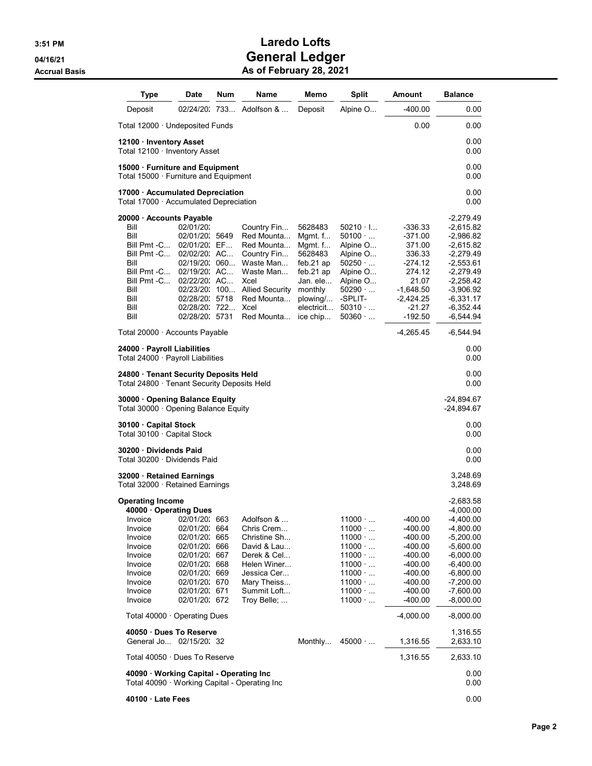# Laredo Lofts
## General Ledger
### As of February 28, 2021

3:51 PM
04/16/21
Accrual Basis

| Type | Date | Num | Name | Memo | Split | Amount | Balance |
|---|---|---|---|---|---|---|---|
| Deposit | 02/24/20: | 733... | Adolfson & ... | Deposit | Alpine O... | -400.00 | 0.00 |
| Total 12000 · Undeposited Funds | | | | | | 0.00 | 0.00 |
| **12100 · Inventory Asset** | | | | | | | 0.00 |
| Total 12100 · Inventory Asset | | | | | | | 0.00 |
| **15000 · Furniture and Equipment** | | | | | | | 0.00 |
| Total 15000 · Furniture and Equipment | | | | | | | 0.00 |
| **17000 · Accumulated Depreciation** | | | | | | | 0.00 |
| Total 17000 · Accumulated Depreciation | | | | | | | 0.00 |
| **20000 · Accounts Payable** | | | | | | | -2,279.49 |
| Bill | 02/01/20: | | Country Fin... | 5628483 | 50210 · I... | -336.33 | -2,615.82 |
| Bill | 02/01/20: | 5649 | Red Mounta... | Mgmt. f... | 50100 · ... | -371.00 | -2,986.82 |
| Bill Pmt -C... | 02/01/20: | EF... | Red Mounta... | Mgmt. f... | Alpine O... | 371.00 | -2,615.82 |
| Bill Pmt -C... | 02/02/20: | AC... | Country Fin... | 5628483 | Alpine O... | 336.33 | -2,279.49 |
| Bill | 02/19/20: | 060... | Waste Man... | feb.21 ap | 50250 · ... | -274.12 | -2,553.61 |
| Bill Pmt -C... | 02/19/20: | AC... | Waste Man... | feb.21 ap | Alpine O... | 274.12 | -2,279.49 |
| Bill Pmt -C... | 02/22/20: | AC... | Xcel | Jan. ele... | Alpine O... | 21.07 | -2,258.42 |
| Bill | 02/23/20: | 100... | Allied Security | monthly | 50290 · ... | -1,648.50 | -3,906.92 |
| Bill | 02/28/20: | 5718 | Red Mounta... | plowing/... | -SPLIT- | -2,424.25 | -6,331.17 |
| Bill | 02/28/20: | 722... | Xcel | electricit... | 50310 · ... | -21.27 | -6,352.44 |
| Bill | 02/28/20: | 5731 | Red Mounta... | ice chip... | 50360 · ... | -192.50 | -6,544.94 |
| Total 20000 · Accounts Payable | | | | | | -4,265.45 | -6,544.94 |
| **24000 · Payroll Liabilities** | | | | | | | 0.00 |
| Total 24000 · Payroll Liabilities | | | | | | | 0.00 |
| **24800 · Tenant Security Deposits Held** | | | | | | | 0.00 |
| Total 24800 · Tenant Security Deposits Held | | | | | | | 0.00 |
| **30000 · Opening Balance Equity** | | | | | | | -24,894.67 |
| Total 30000 · Opening Balance Equity | | | | | | | -24,894.67 |
| **30100 · Capital Stock** | | | | | | | 0.00 |
| Total 30100 · Capital Stock | | | | | | | 0.00 |
| **30200 · Dividends Paid** | | | | | | | 0.00 |
| Total 30200 · Dividends Paid | | | | | | | 0.00 |
| **32000 · Retained Earnings** | | | | | | | 3,248.69 |
| Total 32000 · Retained Earnings | | | | | | | 3,248.69 |
| **Operating Income** | | | | | | | -2,683.58 |
| **40000 · Operating Dues** | | | | | | | -4,000.00 |
| Invoice | 02/01/20: | 663 | Adolfson & ... | | 11000 · ... | -400.00 | -4,400.00 |
| Invoice | 02/01/20: | 664 | Chris Crem... | | 11000 · ... | -400.00 | -4,800.00 |
| Invoice | 02/01/20: | 665 | Christine Sh... | | 11000 · ... | -400.00 | -5,200.00 |
| Invoice | 02/01/20: | 666 | David & Lau... | | 11000 · ... | -400.00 | -5,600.00 |
| Invoice | 02/01/20: | 667 | Derek & Cel... | | 11000 · ... | -400.00 | -6,000.00 |
| Invoice | 02/01/20: | 668 | Helen Winer... | | 11000 · ... | -400.00 | -6,400.00 |
| Invoice | 02/01/20: | 669 | Jessica Cer... | | 11000 · ... | -400.00 | -6,800.00 |
| Invoice | 02/01/20: | 670 | Mary Theiss... | | 11000 · ... | -400.00 | -7,200.00 |
| Invoice | 02/01/20: | 671 | Summit Loft... | | 11000 · ... | -400.00 | -7,600.00 |
| Invoice | 02/01/20: | 672 | Troy Belle; ... | | 11000 · ... | -400.00 | -8,000.00 |
| Total 40000 · Operating Dues | | | | | | -4,000.00 | -8,000.00 |
| **40050 · Dues To Reserve** | | | | | | | 1,316.55 |
| General Jo... | 02/15/20: | 32 | | Monthly... | 45000 · ... | 1,316.55 | 2,633.10 |
| Total 40050 · Dues To Reserve | | | | | | 1,316.55 | 2,633.10 |
| **40090 · Working Capital - Operating Inc** | | | | | | | 0.00 |
| Total 40090 · Working Capital - Operating Inc | | | | | | | 0.00 |
| **40100 · Late Fees** | | | | | | | 0.00 |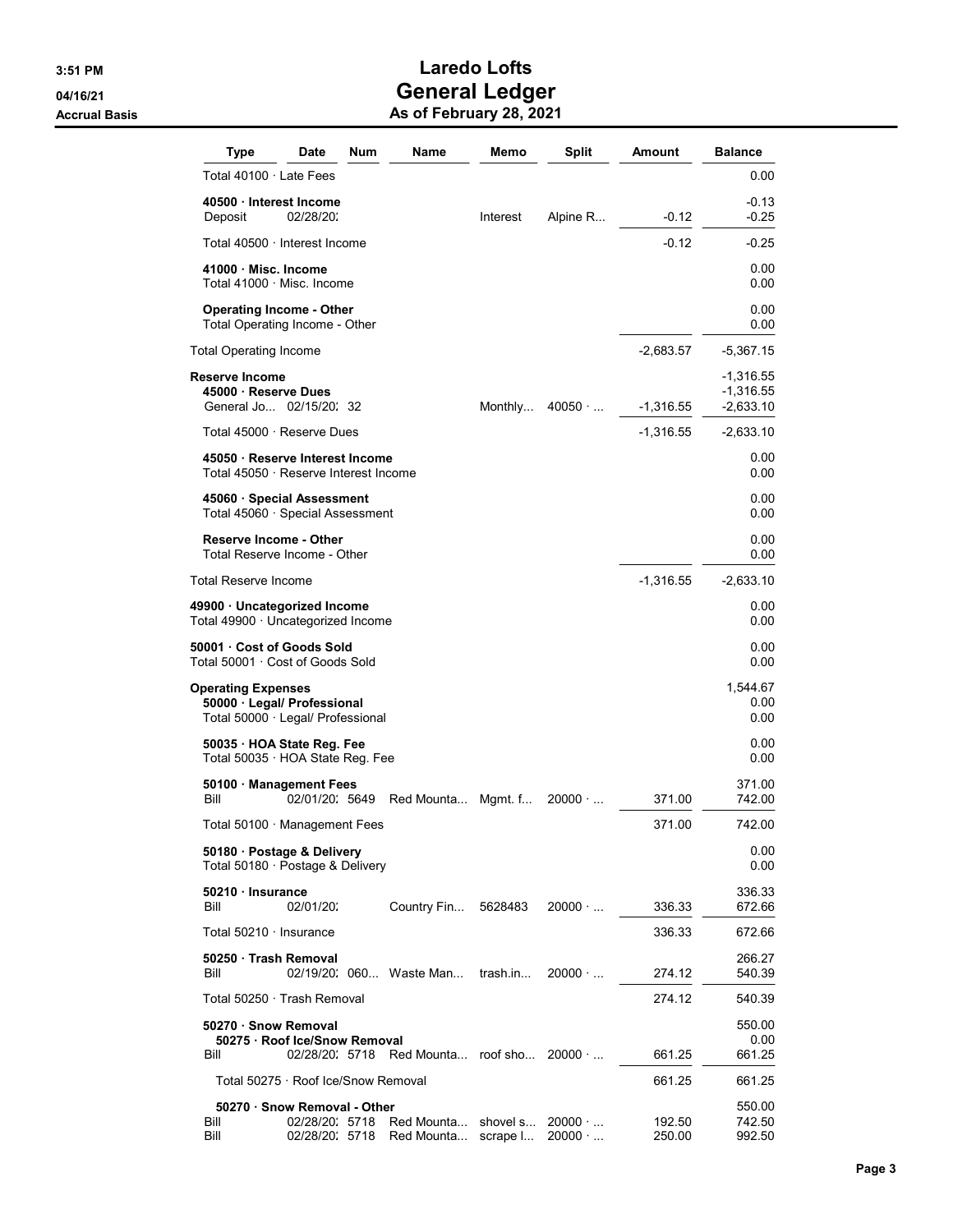# Laredo Lofts
## General Ledger
### As of February 28, 2021

3:51 PM
04/16/21
Accrual Basis

| Type | Date | Num | Name | Memo | Split | Amount | Balance |
|---|---|---|---|---|---|---|---|
| Total 40100 · Late Fees | | | | | | | 0.00 |
| **40500 · Interest Income** | | | | | | | -0.13 |
| Deposit | 02/28/20: | | | Interest | Alpine R... | -0.12 | -0.25 |
| Total 40500 · Interest Income | | | | | | -0.12 | -0.25 |
| **41000 · Misc. Income** | | | | | | | 0.00 |
| Total 41000 · Misc. Income | | | | | | | 0.00 |
| **Operating Income - Other** | | | | | | | 0.00 |
| Total Operating Income - Other | | | | | | | 0.00 |
| Total Operating Income | | | | | | -2,683.57 | -5,367.15 |
| **Reserve Income** | | | | | | | -1,316.55 |
| **45000 · Reserve Dues** | | | | | | | -1,316.55 |
| General Jo... | 02/15/20: | 32 | | Monthly... | 40050 · ... | -1,316.55 | -2,633.10 |
| Total 45000 · Reserve Dues | | | | | | -1,316.55 | -2,633.10 |
| **45050 · Reserve Interest Income** | | | | | | | 0.00 |
| Total 45050 · Reserve Interest Income | | | | | | | 0.00 |
| **45060 · Special Assessment** | | | | | | | 0.00 |
| Total 45060 · Special Assessment | | | | | | | 0.00 |
| **Reserve Income - Other** | | | | | | | 0.00 |
| Total Reserve Income - Other | | | | | | | 0.00 |
| Total Reserve Income | | | | | | -1,316.55 | -2,633.10 |
| **49900 · Uncategorized Income** | | | | | | | 0.00 |
| Total 49900 · Uncategorized Income | | | | | | | 0.00 |
| **50001 · Cost of Goods Sold** | | | | | | | 0.00 |
| Total 50001 · Cost of Goods Sold | | | | | | | 0.00 |
| **Operating Expenses** | | | | | | | 1,544.67 |
| **50000 · Legal/ Professional** | | | | | | | 0.00 |
| Total 50000 · Legal/ Professional | | | | | | | 0.00 |
| **50035 · HOA State Reg. Fee** | | | | | | | 0.00 |
| Total 50035 · HOA State Reg. Fee | | | | | | | 0.00 |
| **50100 · Management Fees** | | | | | | | 371.00 |
| Bill | 02/01/20: | 5649 | Red Mounta... | Mgmt. f... | 20000 · ... | 371.00 | 742.00 |
| Total 50100 · Management Fees | | | | | | 371.00 | 742.00 |
| **50180 · Postage & Delivery** | | | | | | | 0.00 |
| Total 50180 · Postage & Delivery | | | | | | | 0.00 |
| **50210 · Insurance** | | | | | | | 336.33 |
| Bill | 02/01/20: | | Country Fin... | 5628483 | 20000 · ... | 336.33 | 672.66 |
| Total 50210 · Insurance | | | | | | 336.33 | 672.66 |
| **50250 · Trash Removal** | | | | | | | 266.27 |
| Bill | 02/19/20: | 060... | Waste Man... | trash.in... | 20000 · ... | 274.12 | 540.39 |
| Total 50250 · Trash Removal | | | | | | 274.12 | 540.39 |
| **50270 · Snow Removal** | | | | | | | 550.00 |
| **50275 · Roof Ice/Snow Removal** | | | | | | | 0.00 |
| Bill | 02/28/20: | 5718 | Red Mounta... | roof sho... | 20000 · ... | 661.25 | 661.25 |
| Total 50275 · Roof Ice/Snow Removal | | | | | | 661.25 | 661.25 |
| **50270 · Snow Removal - Other** | | | | | | | 550.00 |
| Bill | 02/28/20: | 5718 | Red Mounta... | shovel s... | 20000 · ... | 192.50 | 742.50 |
| Bill | 02/28/20: | 5718 | Red Mounta... | scrape l... | 20000 · ... | 250.00 | 992.50 |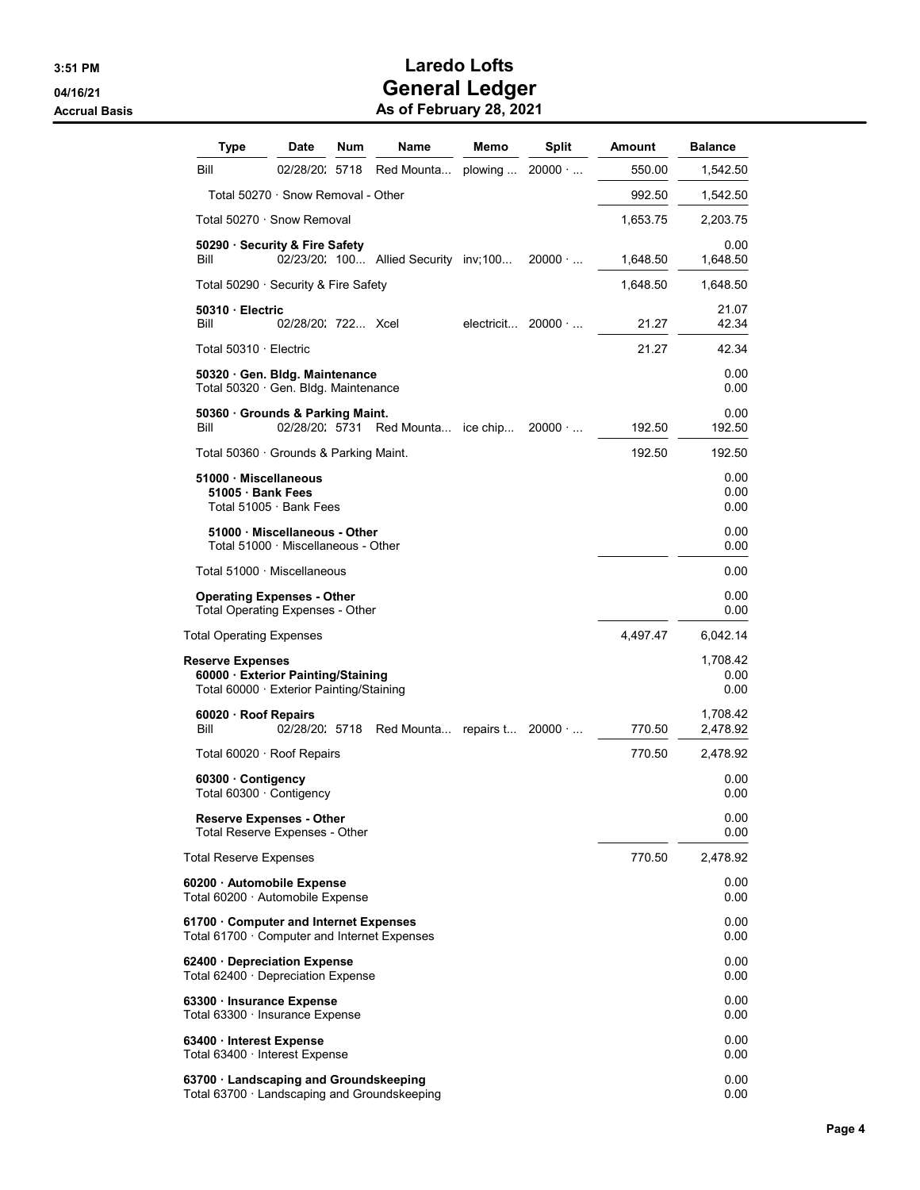# Laredo Lofts
## General Ledger
### As of February 28, 2021

3:51 PM
04/16/21
Accrual Basis

| Type | Date | Num | Name | Memo | Split | Amount | Balance |
|---|---|---|---|---|---|---|---|
| Bill | 02/28/20: | 5718 | Red Mounta... | plowing ... | 20000 · ... | 550.00 | 1,542.50 |
| Total 50270 · Snow Removal - Other | | | | | | 992.50 | 1,542.50 |
| Total 50270 · Snow Removal | | | | | | 1,653.75 | 2,203.75 |
| **50290 · Security & Fire Safety** | | | | | | | 0.00 |
| Bill | 02/23/20: | 100... | Allied Security | inv;100... | 20000 · ... | 1,648.50 | 1,648.50 |
| Total 50290 · Security & Fire Safety | | | | | | 1,648.50 | 1,648.50 |
| **50310 · Electric** | | | | | | | 21.07 |
| Bill | 02/28/20: | 722... | Xcel | electricit... | 20000 · ... | 21.27 | 42.34 |
| Total 50310 · Electric | | | | | | 21.27 | 42.34 |
| **50320 · Gen. Bldg. Maintenance** | | | | | | | 0.00 |
| Total 50320 · Gen. Bldg. Maintenance | | | | | | | 0.00 |
| **50360 · Grounds & Parking Maint.** | | | | | | | 0.00 |
| Bill | 02/28/20: | 5731 | Red Mounta... | ice chip... | 20000 · ... | 192.50 | 192.50 |
| Total 50360 · Grounds & Parking Maint. | | | | | | 192.50 | 192.50 |
| **51000 · Miscellaneous** | | | | | | | 0.00 |
| **51005 · Bank Fees** | | | | | | | 0.00 |
| Total 51005 · Bank Fees | | | | | | | 0.00 |
| **51000 · Miscellaneous - Other** | | | | | | | 0.00 |
| Total 51000 · Miscellaneous - Other | | | | | | | 0.00 |
| Total 51000 · Miscellaneous | | | | | | | 0.00 |
| **Operating Expenses - Other** | | | | | | | 0.00 |
| Total Operating Expenses - Other | | | | | | | 0.00 |
| Total Operating Expenses | | | | | | 4,497.47 | 6,042.14 |
| **Reserve Expenses** | | | | | | | 1,708.42 |
| **60000 · Exterior Painting/Staining** | | | | | | | 0.00 |
| Total 60000 · Exterior Painting/Staining | | | | | | | 0.00 |
| **60020 · Roof Repairs** | | | | | | | 1,708.42 |
| Bill | 02/28/20: | 5718 | Red Mounta... | repairs t... | 20000 · ... | 770.50 | 2,478.92 |
| Total 60020 · Roof Repairs | | | | | | 770.50 | 2,478.92 |
| **60300 · Contigency** | | | | | | | 0.00 |
| Total 60300 · Contigency | | | | | | | 0.00 |
| **Reserve Expenses - Other** | | | | | | | 0.00 |
| Total Reserve Expenses - Other | | | | | | | 0.00 |
| Total Reserve Expenses | | | | | | 770.50 | 2,478.92 |
| **60200 · Automobile Expense** | | | | | | | 0.00 |
| Total 60200 · Automobile Expense | | | | | | | 0.00 |
| **61700 · Computer and Internet Expenses** | | | | | | | 0.00 |
| Total 61700 · Computer and Internet Expenses | | | | | | | 0.00 |
| **62400 · Depreciation Expense** | | | | | | | 0.00 |
| Total 62400 · Depreciation Expense | | | | | | | 0.00 |
| **63300 · Insurance Expense** | | | | | | | 0.00 |
| Total 63300 · Insurance Expense | | | | | | | 0.00 |
| **63400 · Interest Expense** | | | | | | | 0.00 |
| Total 63400 · Interest Expense | | | | | | | 0.00 |
| **63700 · Landscaping and Groundskeeping** | | | | | | | 0.00 |
| Total 63700 · Landscaping and Groundskeeping | | | | | | | 0.00 |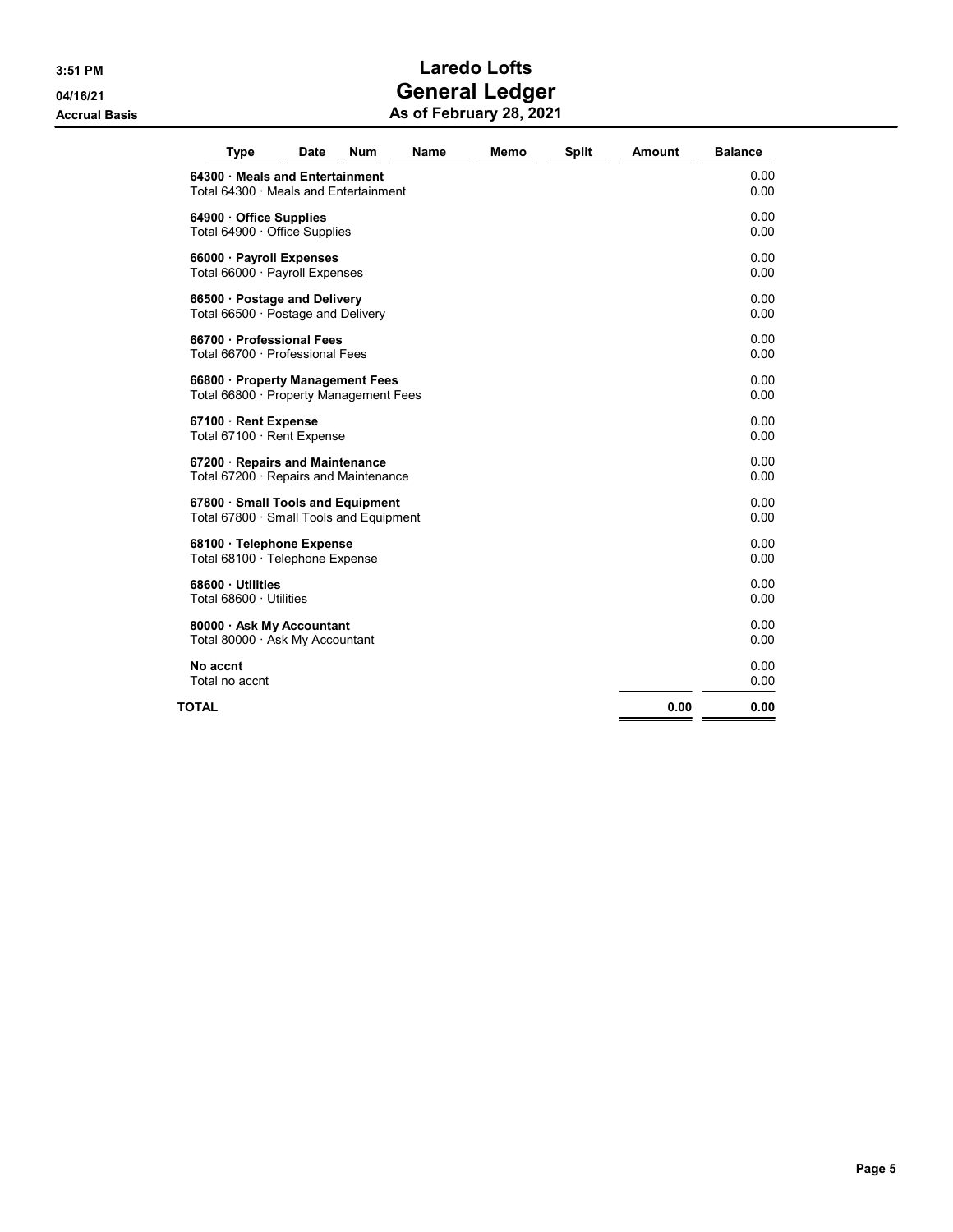# Laredo Lofts
# General Ledger
## As of February 28, 2021

3:51 PM
04/16/21
Accrual Basis

| Type | Date | Num | Name | Memo | Split | Amount | Balance |
|---|---|---|---|---|---|---|---|
| **64300 · Meals and Entertainment** | | | | | | | 0.00 |
| Total 64300 · Meals and Entertainment | | | | | | | 0.00 |
| **64900 · Office Supplies** | | | | | | | 0.00 |
| Total 64900 · Office Supplies | | | | | | | 0.00 |
| **66000 · Payroll Expenses** | | | | | | | 0.00 |
| Total 66000 · Payroll Expenses | | | | | | | 0.00 |
| **66500 · Postage and Delivery** | | | | | | | 0.00 |
| Total 66500 · Postage and Delivery | | | | | | | 0.00 |
| **66700 · Professional Fees** | | | | | | | 0.00 |
| Total 66700 · Professional Fees | | | | | | | 0.00 |
| **66800 · Property Management Fees** | | | | | | | 0.00 |
| Total 66800 · Property Management Fees | | | | | | | 0.00 |
| **67100 · Rent Expense** | | | | | | | 0.00 |
| Total 67100 · Rent Expense | | | | | | | 0.00 |
| **67200 · Repairs and Maintenance** | | | | | | | 0.00 |
| Total 67200 · Repairs and Maintenance | | | | | | | 0.00 |
| **67800 · Small Tools and Equipment** | | | | | | | 0.00 |
| Total 67800 · Small Tools and Equipment | | | | | | | 0.00 |
| **68100 · Telephone Expense** | | | | | | | 0.00 |
| Total 68100 · Telephone Expense | | | | | | | 0.00 |
| **68600 · Utilities** | | | | | | | 0.00 |
| Total 68600 · Utilities | | | | | | | 0.00 |
| **80000 · Ask My Accountant** | | | | | | | 0.00 |
| Total 80000 · Ask My Accountant | | | | | | | 0.00 |
| **No accnt** | | | | | | | 0.00 |
| Total no accnt | | | | | | | 0.00 |
| **TOTAL** | | | | | | **0.00** | **0.00** |